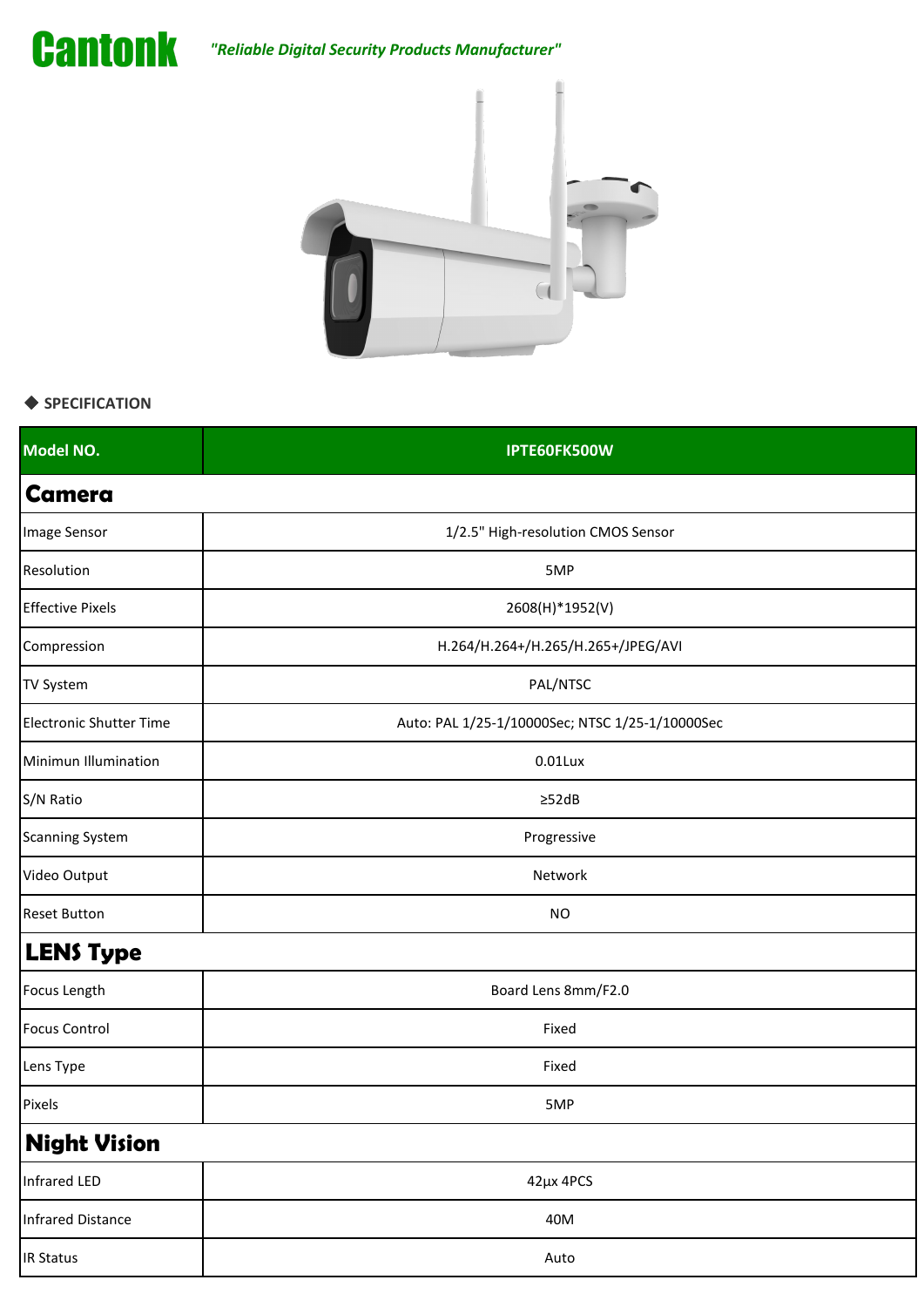# Cantonk

*"Reliable Digital Security Products Manufacturer"*

◆ **SPECIFICATION**

| Model NO. | IPTE60FK500W |
|---|---|
| **Camera** | |
| Image Sensor | 1/2.5" High-resolution CMOS Sensor |
| Resolution | 5MP |
| Effective Pixels | 2608(H)*1952(V) |
| Compression | H.264/H.264+/H.265/H.265+/JPEG/AVI |
| TV System | PAL/NTSC |
| Electronic Shutter Time | Auto: PAL 1/25-1/10000Sec; NTSC 1/25-1/10000Sec |
| Minimun Illumination | 0.01Lux |
| S/N Ratio | ≥52dB |
| Scanning System | Progressive |
| Video Output | Network |
| Reset Button | NO |
| **LENS Type** | |
| Focus Length | Board Lens 8mm/F2.0 |
| Focus Control | Fixed |
| Lens Type | Fixed |
| Pixels | 5MP |
| **Night Vision** | |
| Infrared LED | 42µx 4PCS |
| Infrared Distance | 40M |
| IR Status | Auto |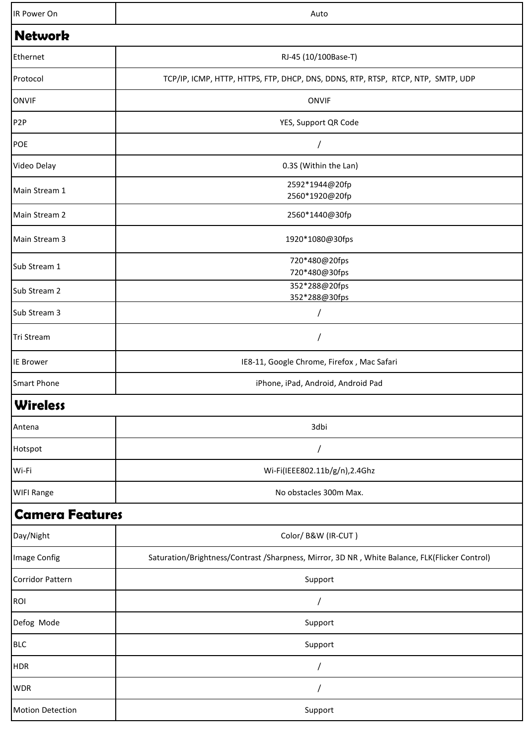| IR Power On | Auto |
| --- | --- |

## Network

| Ethernet | RJ-45 (10/100Base-T) |
| --- | --- |
| Protocol | TCP/IP, ICMP, HTTP, HTTPS, FTP, DHCP, DNS, DDNS, RTP, RTSP, RTCP, NTP, SMTP, UDP |
| ONVIF | ONVIF |
| P2P | YES, Support QR Code |
| POE | / |
| Video Delay | 0.3S (Within the Lan) |
| Main Stream 1 | 2592*1944@20fp<br>2560*1920@20fp |
| Main Stream 2 | 2560*1440@30fp |
| Main Stream 3 | 1920*1080@30fps |
| Sub Stream 1 | 720*480@20fps<br>720*480@30fps |
| Sub Stream 2 | 352*288@20fps<br>352*288@30fps |
| Sub Stream 3 | / |
| Tri Stream | / |
| IE Brower | IE8-11, Google Chrome, Firefox , Mac Safari |
| Smart Phone | iPhone, iPad, Android, Android Pad |

## Wireless

| Antena | 3dbi |
| --- | --- |
| Hotspot | / |
| Wi-Fi | Wi-Fi(IEEE802.11b/g/n),2.4Ghz |
| WIFI Range | No obstacles 300m Max. |

## Camera Features

| Day/Night | Color/ B&W (IR-CUT ) |
| --- | --- |
| Image Config | Saturation/Brightness/Contrast /Sharpness, Mirror, 3D NR , White Balance, FLK(Flicker Control) |
| Corridor Pattern | Support |
| ROI | / |
| Defog Mode | Support |
| BLC | Support |
| HDR | / |
| WDR | / |
| Motion Detection | Support |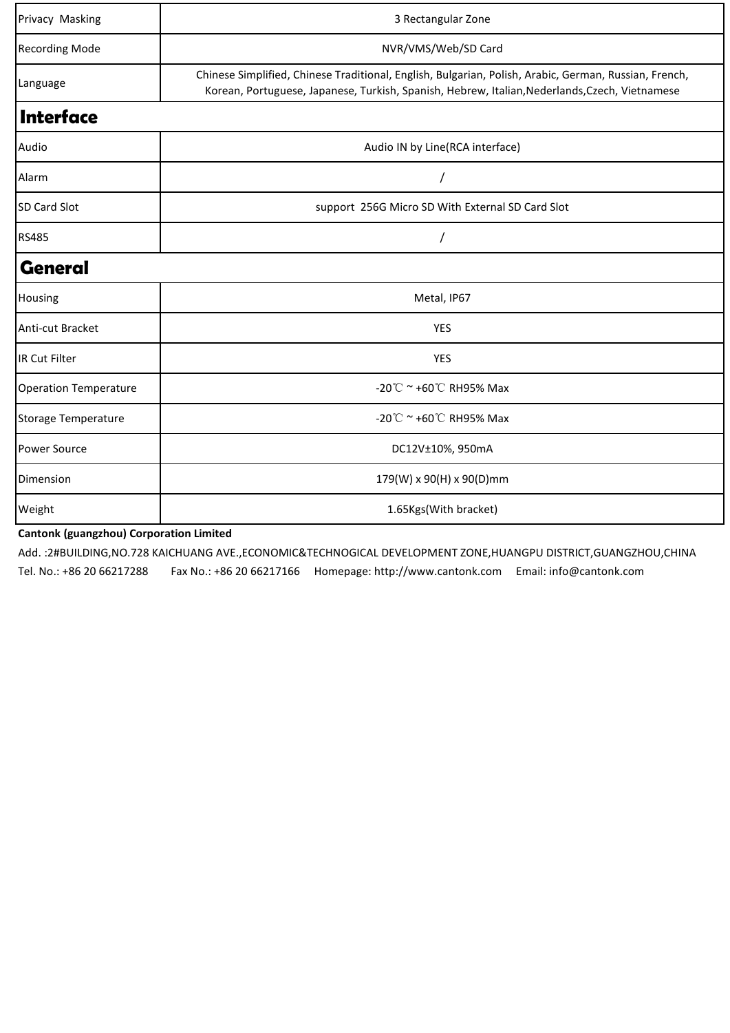| | |
|---|---|
| Privacy Masking | 3 Rectangular Zone |
| Recording Mode | NVR/VMS/Web/SD Card |
| Language | Chinese Simplified, Chinese Traditional, English, Bulgarian, Polish, Arabic, German, Russian, French, Korean, Portuguese, Japanese, Turkish, Spanish, Hebrew, Italian,Nederlands,Czech, Vietnamese |
| **Interface** | |
| Audio | Audio IN by Line(RCA interface) |
| Alarm | / |
| SD Card Slot | support 256G Micro SD With External SD Card Slot |
| RS485 | / |
| **General** | |
| Housing | Metal, IP67 |
| Anti-cut Bracket | YES |
| IR Cut Filter | YES |
| Operation Temperature | -20℃ ~ +60℃ RH95% Max |
| Storage Temperature | -20℃ ~ +60℃ RH95% Max |
| Power Source | DC12V±10%, 950mA |
| Dimension | 179(W) x 90(H) x 90(D)mm |
| Weight | 1.65Kgs(With bracket) |

**Cantonk (guangzhou) Corporation Limited**

Add. :2#BUILDING,NO.728 KAICHUANG AVE.,ECONOMIC&TECHNOGICAL DEVELOPMENT ZONE,HUANGPU DISTRICT,GUANGZHOU,CHINA

Tel. No.: +86 20 66217288 Fax No.: +86 20 66217166 Homepage: http://www.cantonk.com Email: info@cantonk.com